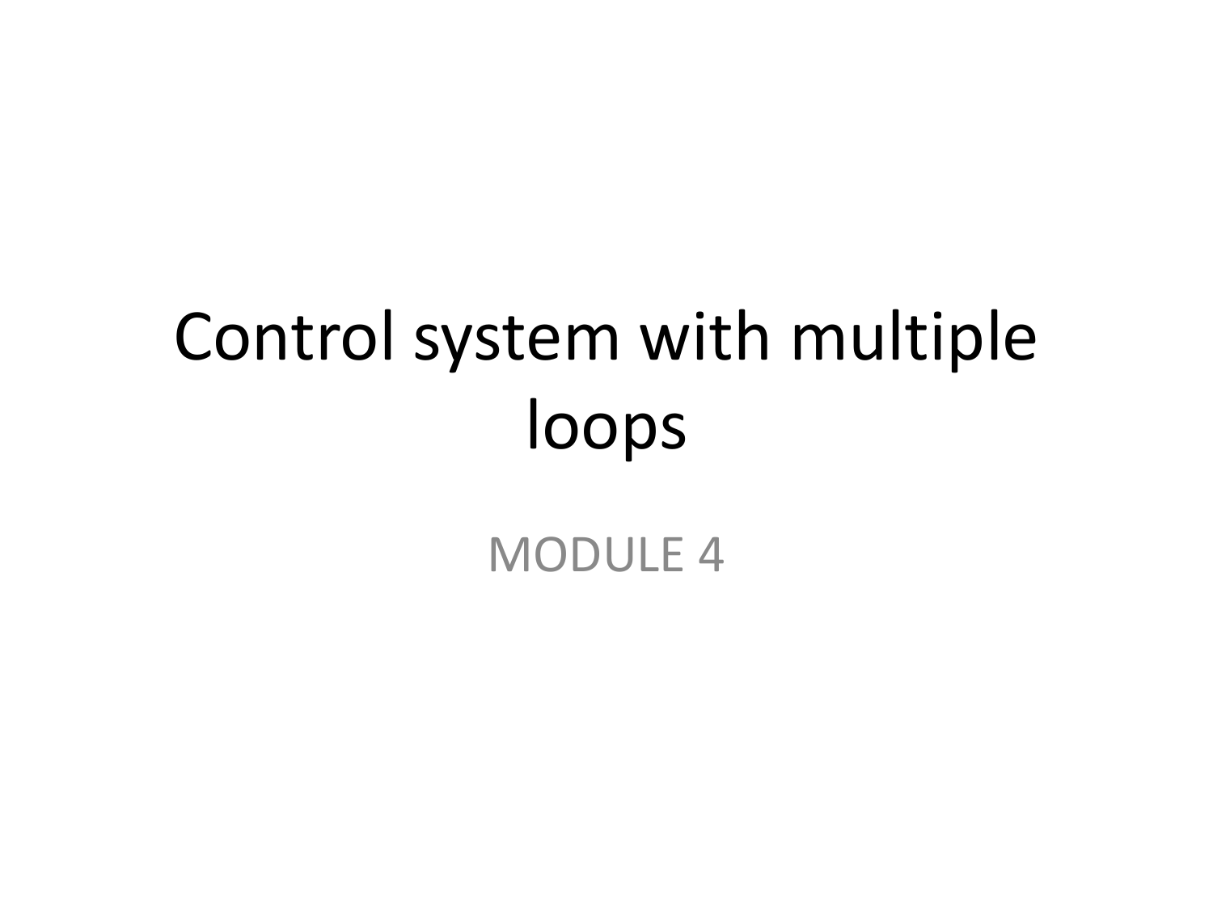# Control system with multiple loops

MODULE 4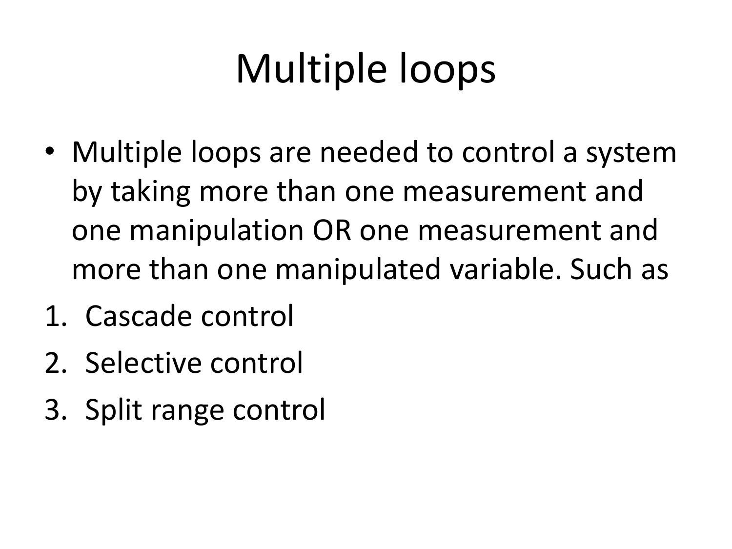# Multiple loops

- Multiple loops are needed to control a system by taking more than one measurement and one manipulation OR one measurement and more than one manipulated variable. Such as

1. Cascade control
2. Selective control
3. Split range control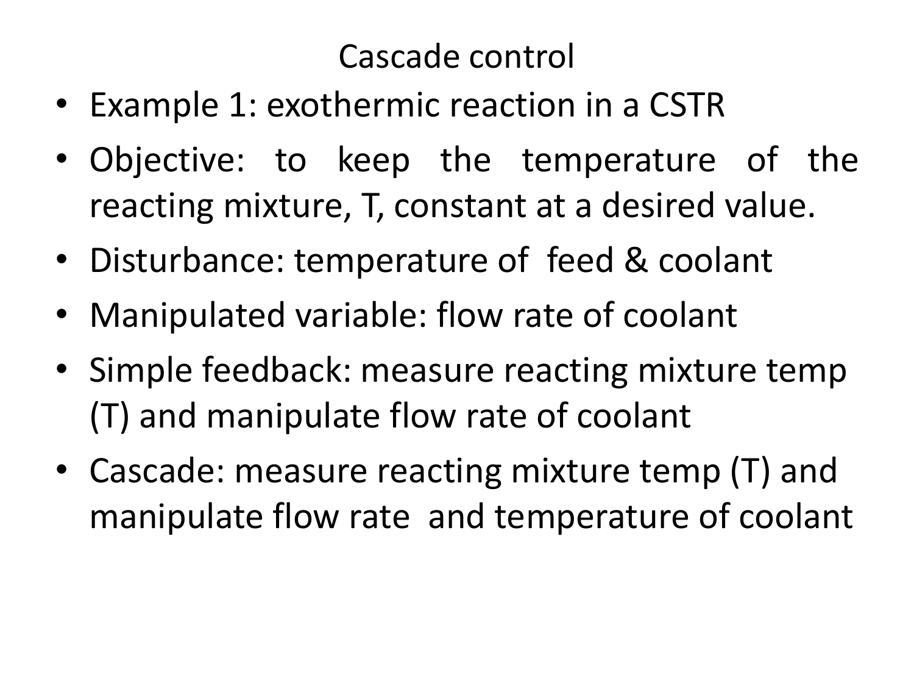# Cascade control

- Example 1: exothermic reaction in a CSTR
- Objective: to keep the temperature of the reacting mixture, T, constant at a desired value.
- Disturbance: temperature of feed & coolant
- Manipulated variable: flow rate of coolant
- Simple feedback: measure reacting mixture temp (T) and manipulate flow rate of coolant
- Cascade: measure reacting mixture temp (T) and manipulate flow rate and temperature of coolant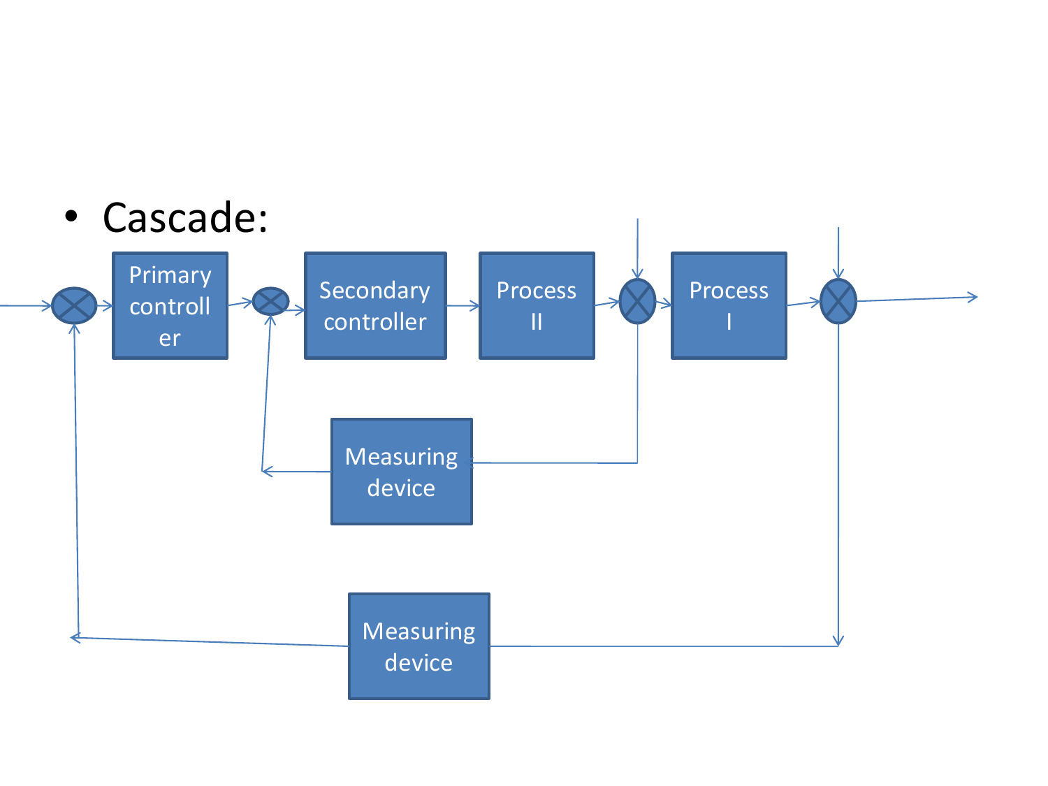- Cascade:

Primary controller

Secondary controller

Process II

Process I

Measuring device

Measuring device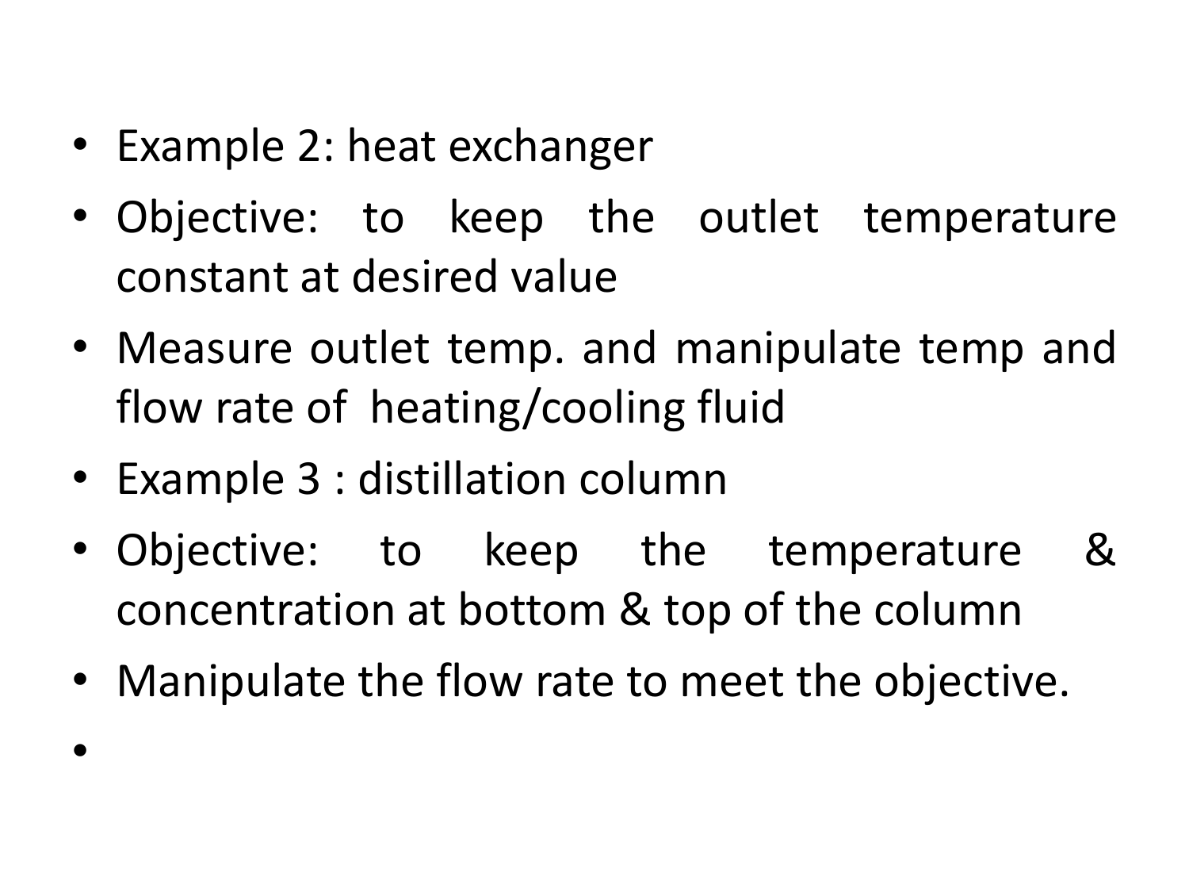- Example 2: heat exchanger
- Objective: to keep the outlet temperature constant at desired value
- Measure outlet temp. and manipulate temp and flow rate of heating/cooling fluid
- Example 3 : distillation column
- Objective: to keep the temperature & concentration at bottom & top of the column
- Manipulate the flow rate to meet the objective.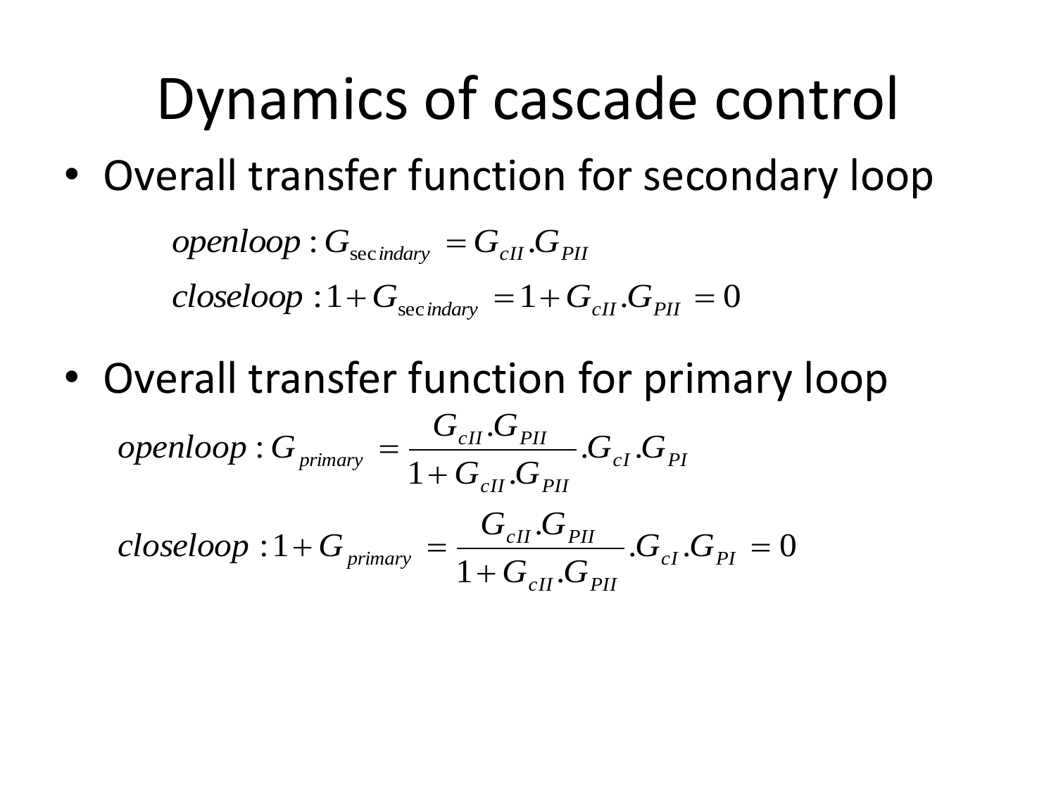# Dynamics of cascade control

- Overall transfer function for secondary loop

$$openloop : G_{\sec indary} = G_{cII}.G_{PII}$$

$$closeloop : 1 + G_{\sec indary} = 1 + G_{cII}.G_{PII} = 0$$

- Overall transfer function for primary loop

$$openloop : G_{primary} = \frac{G_{cII}.G_{PII}}{1 + G_{cII}.G_{PII}}.G_{cI}.G_{PI}$$

$$closeloop : 1 + G_{primary} = \frac{G_{cII}.G_{PII}}{1 + G_{cII}.G_{PII}}.G_{cI}.G_{PI} = 0$$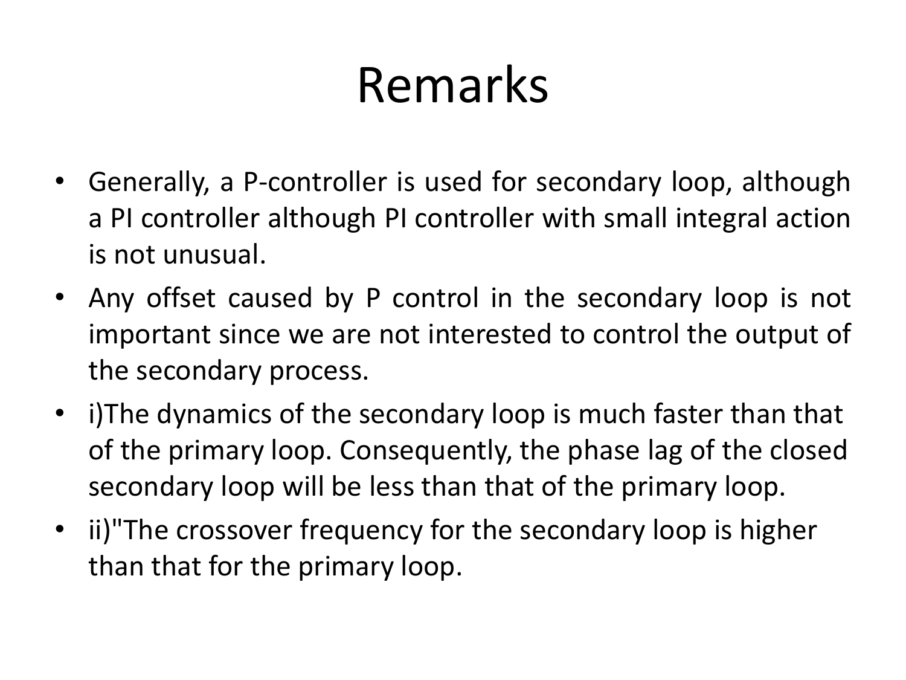# Remarks

- Generally, a P-controller is used for secondary loop, although a PI controller although PI controller with small integral action is not unusual.
- Any offset caused by P control in the secondary loop is not important since we are not interested to control the output of the secondary process.
- i)The dynamics of the secondary loop is much faster than that of the primary loop. Consequently, the phase lag of the closed secondary loop will be less than that of the primary loop.
- ii)"The crossover frequency for the secondary loop is higher than that for the primary loop.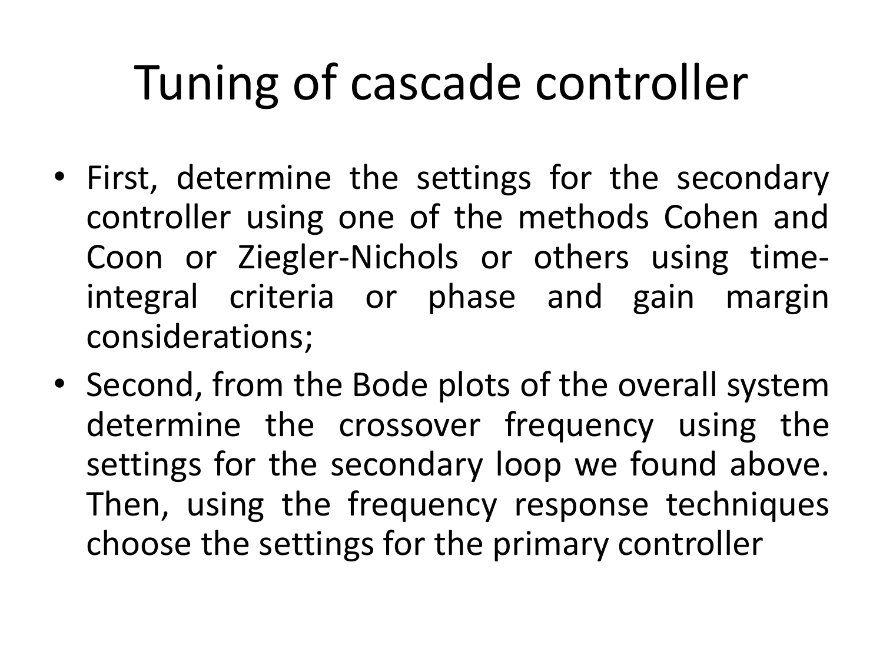# Tuning of cascade controller

- First, determine the settings for the secondary controller using one of the methods Cohen and Coon or Ziegler-Nichols or others using time-integral criteria or phase and gain margin considerations;
- Second, from the Bode plots of the overall system determine the crossover frequency using the settings for the secondary loop we found above. Then, using the frequency response techniques choose the settings for the primary controller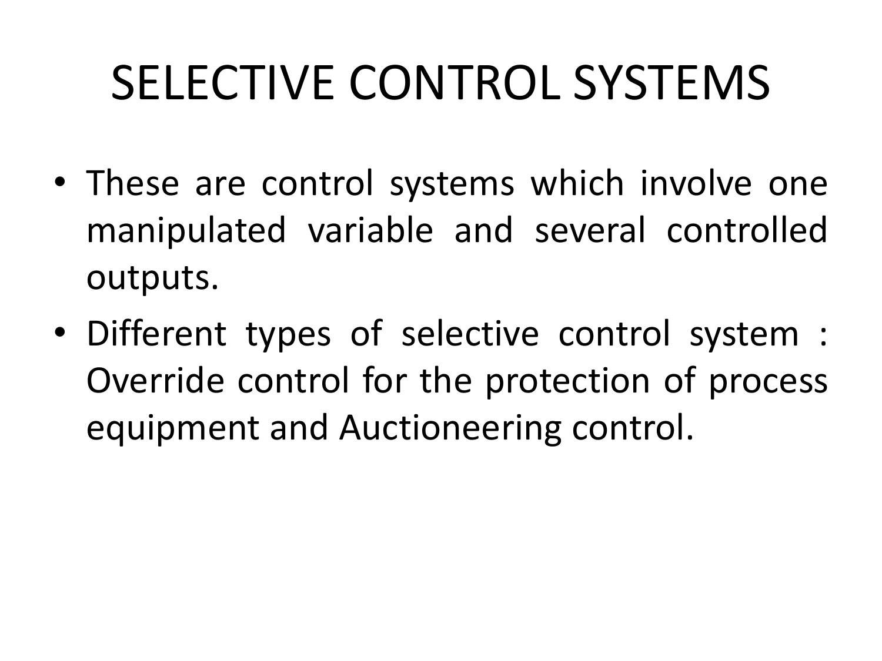# SELECTIVE CONTROL SYSTEMS

- These are control systems which involve one manipulated variable and several controlled outputs.
- Different types of selective control system : Override control for the protection of process equipment and Auctioneering control.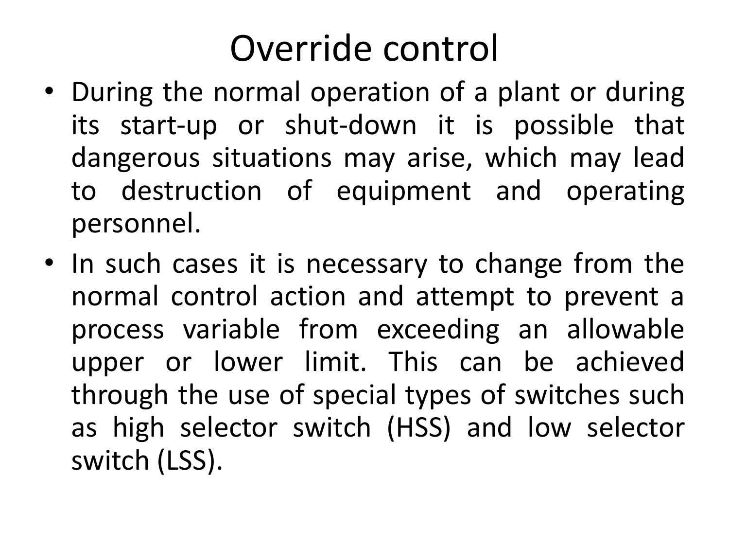# Override control

- During the normal operation of a plant or during its start-up or shut-down it is possible that dangerous situations may arise, which may lead to destruction of equipment and operating personnel.
- In such cases it is necessary to change from the normal control action and attempt to prevent a process variable from exceeding an allowable upper or lower limit. This can be achieved through the use of special types of switches such as high selector switch (HSS) and low selector switch (LSS).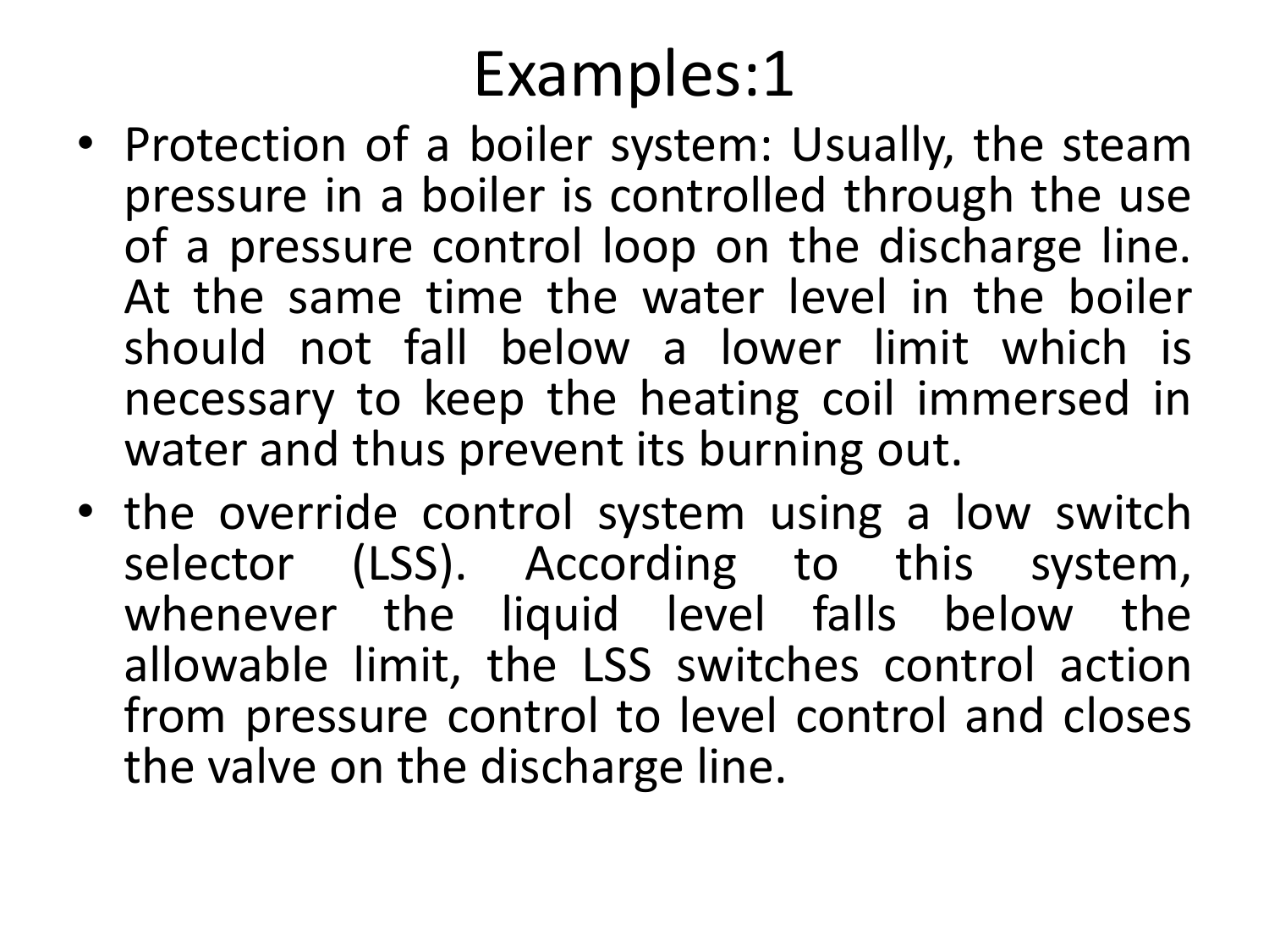# Examples:1

- Protection of a boiler system: Usually, the steam pressure in a boiler is controlled through the use of a pressure control loop on the discharge line. At the same time the water level in the boiler should not fall below a lower limit which is necessary to keep the heating coil immersed in water and thus prevent its burning out.
- the override control system using a low switch selector (LSS). According to this system, whenever the liquid level falls below the allowable limit, the LSS switches control action from pressure control to level control and closes the valve on the discharge line.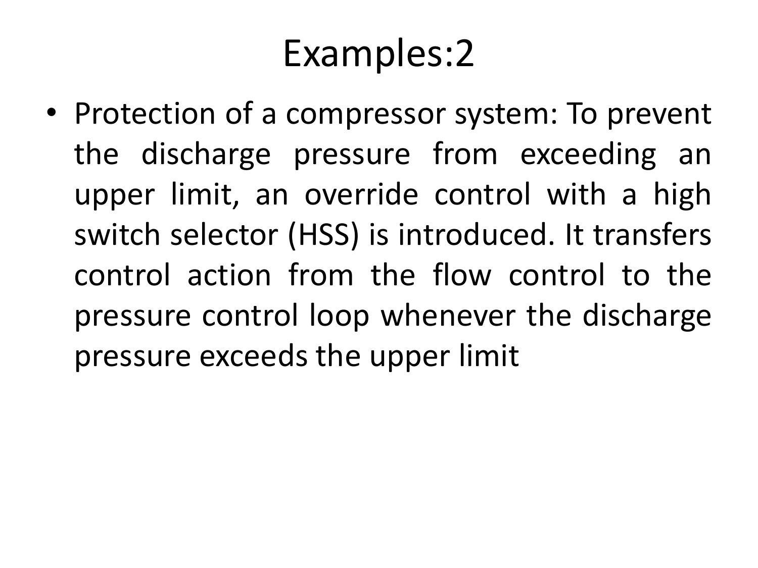# Examples:2

- Protection of a compressor system: To prevent the discharge pressure from exceeding an upper limit, an override control with a high switch selector (HSS) is introduced. It transfers control action from the flow control to the pressure control loop whenever the discharge pressure exceeds the upper limit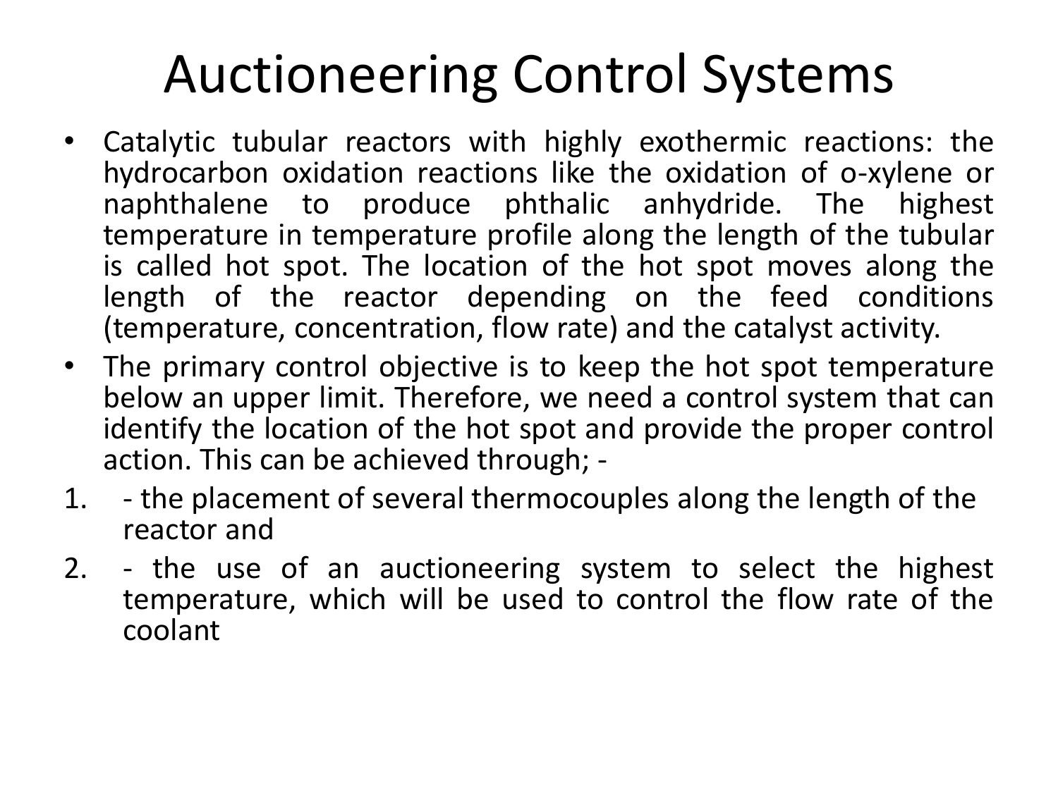# Auctioneering Control Systems

- Catalytic tubular reactors with highly exothermic reactions: the hydrocarbon oxidation reactions like the oxidation of o-xylene or naphthalene to produce phthalic anhydride. The highest temperature in temperature profile along the length of the tubular is called hot spot. The location of the hot spot moves along the length of the reactor depending on the feed conditions (temperature, concentration, flow rate) and the catalyst activity.
- The primary control objective is to keep the hot spot temperature below an upper limit. Therefore, we need a control system that can identify the location of the hot spot and provide the proper control action. This can be achieved through; -

1. - the placement of several thermocouples along the length of the reactor and
2. - the use of an auctioneering system to select the highest temperature, which will be used to control the flow rate of the coolant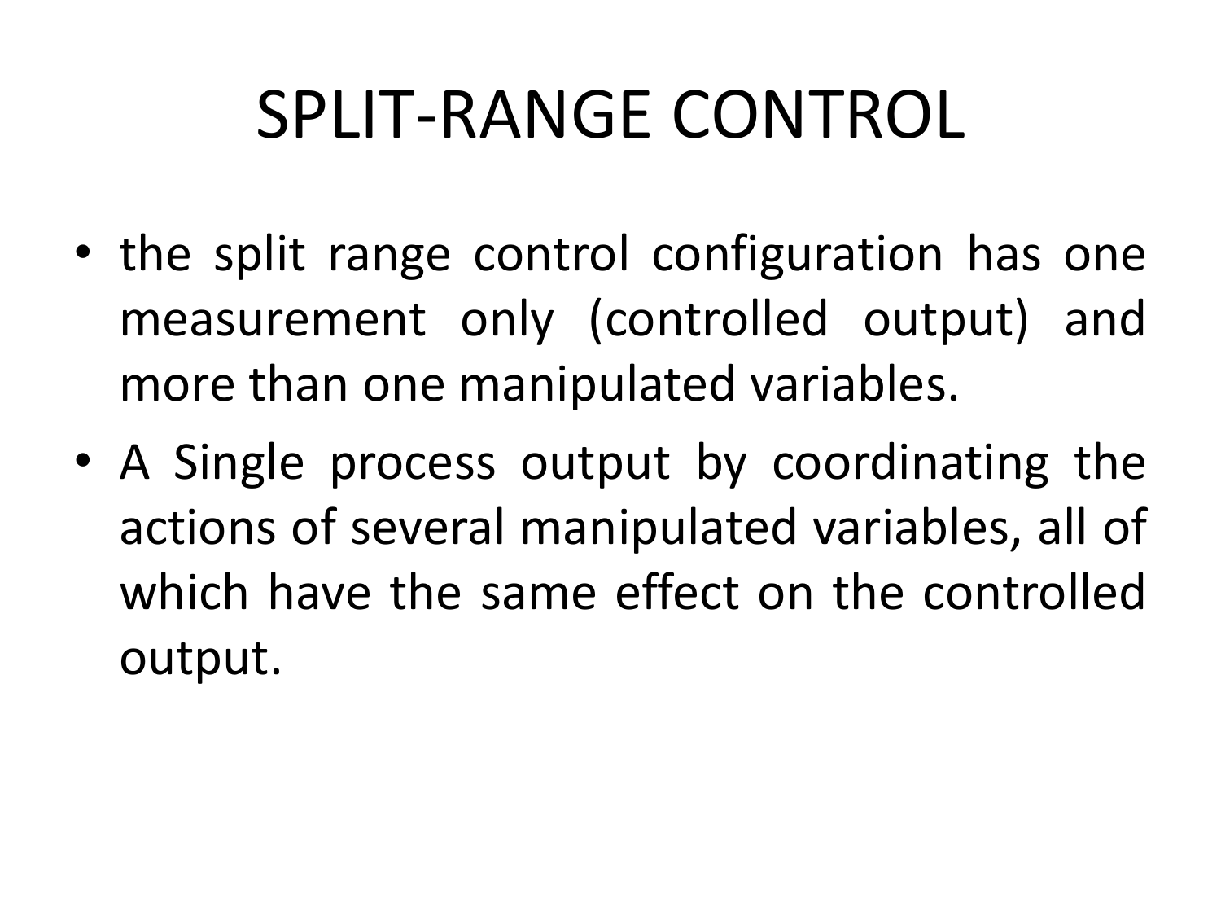# SPLIT-RANGE CONTROL

- the split range control configuration has one measurement only (controlled output) and more than one manipulated variables.
- A Single process output by coordinating the actions of several manipulated variables, all of which have the same effect on the controlled output.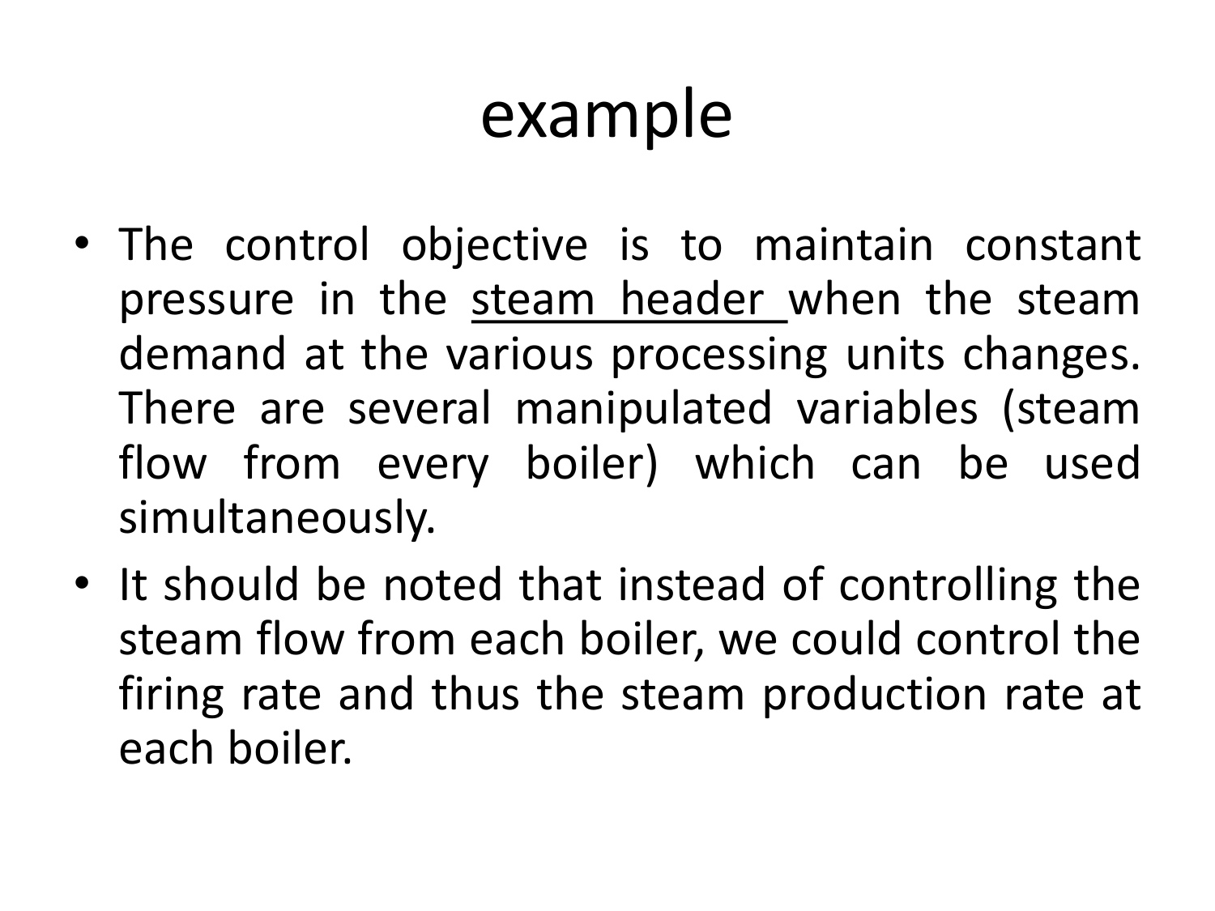# example

- The control objective is to maintain constant pressure in the <u>steam header</u> when the steam demand at the various processing units changes. There are several manipulated variables (steam flow from every boiler) which can be used simultaneously.
- It should be noted that instead of controlling the steam flow from each boiler, we could control the firing rate and thus the steam production rate at each boiler.